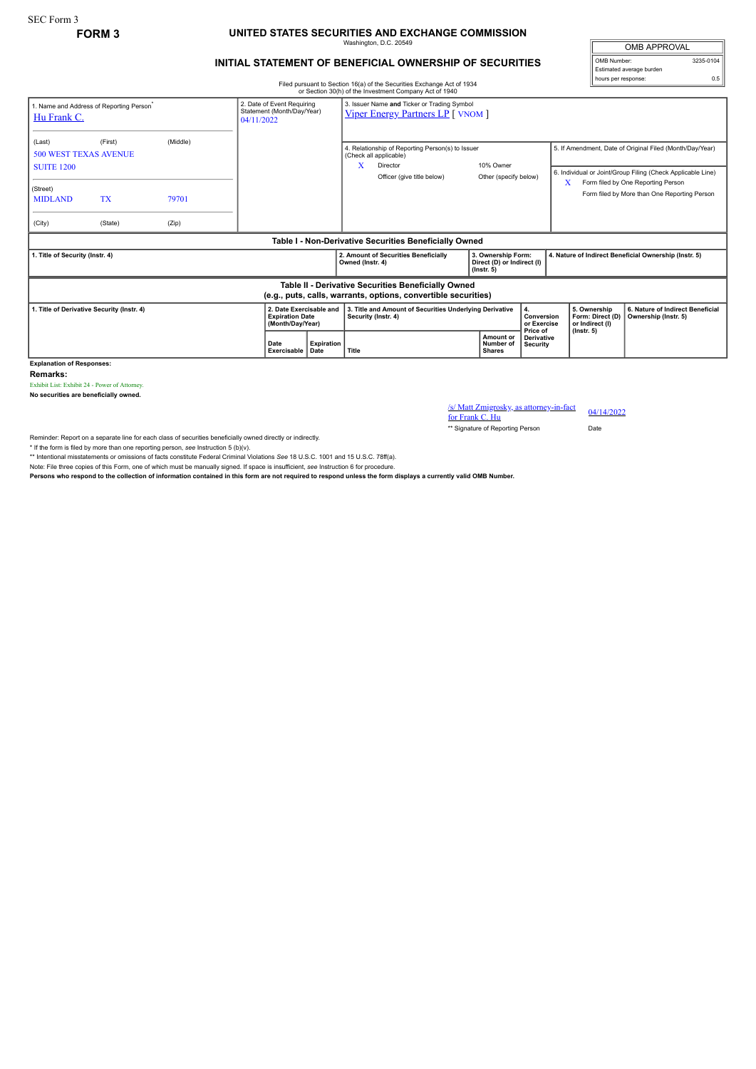SEC Form 3

**FORM 3**

# UNITED STATES SECURITIES AND EXCHANGE COMMISSION

Washington, D.C. 20549

## INITIAL STATEMENT OF BENEFICIAL OWNERSHIP OF SECURITIES

Filed pursuant to Section 16(a) of the Securities Exchange Act of 1934 or Section 30(h) of the Investment Company Act of 1940

| OMB APPROVAL | |
|---|---|
| OMB Number: | 3235-0104 |
| Estimated average burden | |
| hours per response: | 0.5 |

| 1. Name and Address of Reporting Person* | 2. Date of Event Requiring Statement (Month/Day/Year) | 3. Issuer Name and Ticker or Trading Symbol |
|---|---|---|
| Hu Frank C. | 04/11/2022 | Viper Energy Partners LP [ VNOM ] |
| (Last) (First) (Middle) 500 WEST TEXAS AVENUE SUITE 1200 | | 4. Relationship of Reporting Person(s) to Issuer (Check all applicable) X Director / 10% Owner / Officer (give title below) / Other (specify below) |
| (Street) MIDLAND TX 79701 | | 5. If Amendment, Date of Original Filed (Month/Day/Year) |
| (City) (State) (Zip) | | 6. Individual or Joint/Group Filing (Check Applicable Line) X Form filed by One Reporting Person / Form filed by More than One Reporting Person |

### Table I - Non-Derivative Securities Beneficially Owned

| 1. Title of Security (Instr. 4) | 2. Amount of Securities Beneficially Owned (Instr. 4) | 3. Ownership Form: Direct (D) or Indirect (I) (Instr. 5) | 4. Nature of Indirect Beneficial Ownership (Instr. 5) |
|---|---|---|---|

### Table II - Derivative Securities Beneficially Owned (e.g., puts, calls, warrants, options, convertible securities)

| 1. Title of Derivative Security (Instr. 4) | 2. Date Exercisable and Expiration Date (Month/Day/Year) | | 3. Title and Amount of Securities Underlying Derivative Security (Instr. 4) | | 4. Conversion or Exercise Price of Derivative Security | 5. Ownership Form: Direct (D) or Indirect (I) (Instr. 5) | 6. Nature of Indirect Beneficial Ownership (Instr. 5) |
|---|---|---|---|---|---|---|---|
| | Date Exercisable | Expiration Date | Title | Amount or Number of Shares | | | |

**Explanation of Responses:**

**Remarks:**

Exhibit List: Exhibit 24 - Power of Attorney.

**No securities are beneficially owned.**

| /s/ Matt Zmigrosky, as attorney-in-fact for Frank C. Hu | 04/14/2022 |
|---|---|
| ** Signature of Reporting Person | Date |

Reminder: Report on a separate line for each class of securities beneficially owned directly or indirectly.

\* If the form is filed by more than one reporting person, see Instruction 5 (b)(v).

\*\* Intentional misstatements or omissions of facts constitute Federal Criminal Violations *See* 18 U.S.C. 1001 and 15 U.S.C. 78ff(a).

Note: File three copies of this Form, one of which must be manually signed. If space is insufficient, *see* Instruction 6 for procedure.

**Persons who respond to the collection of information contained in this form are not required to respond unless the form displays a currently valid OMB Number.**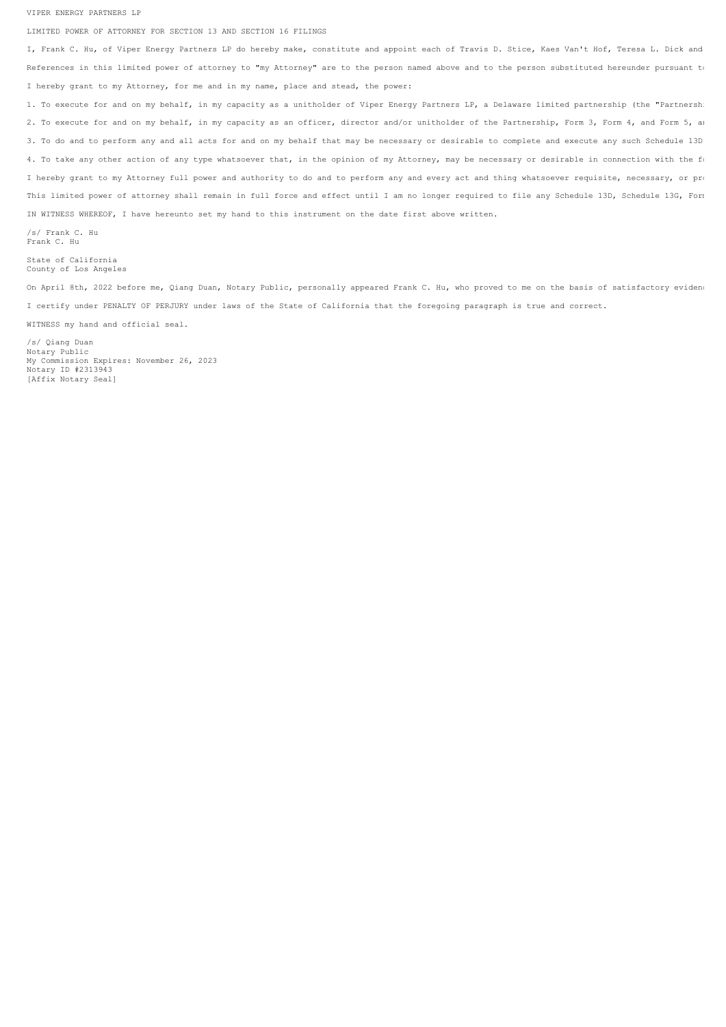VIPER ENERGY PARTNERS LP

LIMITED POWER OF ATTORNEY FOR SECTION 13 AND SECTION 16 FILINGS

I, Frank C. Hu, of Viper Energy Partners LP do hereby make, constitute and appoint each of Travis D. Stice, Kaes Van't Hof, Teresa L. Dick and

References in this limited power of attorney to "my Attorney" are to the person named above and to the person substituted hereunder pursuant to

I hereby grant to my Attorney, for me and in my name, place and stead, the power:

1. To execute for and on my behalf, in my capacity as a unitholder of Viper Energy Partners LP, a Delaware limited partnership (the "Partnersh

2. To execute for and on my behalf, in my capacity as an officer, director and/or unitholder of the Partnership, Form 3, Form 4, and Form 5, a

3. To do and to perform any and all acts for and on my behalf that may be necessary or desirable to complete and execute any such Schedule 13D

4. To take any other action of any type whatsoever that, in the opinion of my Attorney, may be necessary or desirable in connection with the fo

I hereby grant to my Attorney full power and authority to do and to perform any and every act and thing whatsoever requisite, necessary, or pro

This limited power of attorney shall remain in full force and effect until I am no longer required to file any Schedule 13D, Schedule 13G, Form

IN WITNESS WHEREOF, I have hereunto set my hand to this instrument on the date first above written.

/s/ Frank C. Hu
Frank C. Hu

State of California
County of Los Angeles

On April 8th, 2022 before me, Qiang Duan, Notary Public, personally appeared Frank C. Hu, who proved to me on the basis of satisfactory eviden

I certify under PENALTY OF PERJURY under laws of the State of California that the foregoing paragraph is true and correct.

WITNESS my hand and official seal.

/s/ Qiang Duan
Notary Public
My Commission Expires: November 26, 2023
Notary ID #2313943
[Affix Notary Seal]